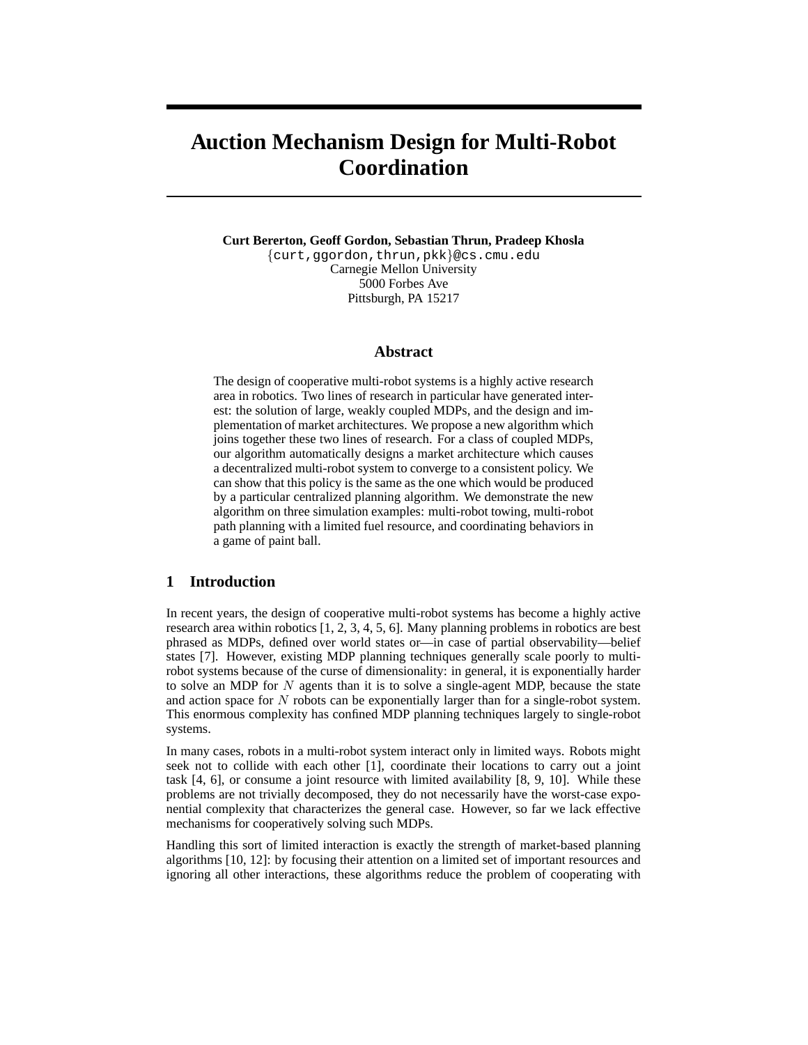# Auction Mechanism Design for Multi-Robot Coordination

**Curt Bererton, Geoff Gordon, Sebastian Thrun, Pradeep Khosla**
{curt,ggordon,thrun,pkk}@cs.cmu.edu
Carnegie Mellon University
5000 Forbes Ave
Pittsburgh, PA 15217

## Abstract

The design of cooperative multi-robot systems is a highly active research area in robotics. Two lines of research in particular have generated interest: the solution of large, weakly coupled MDPs, and the design and implementation of market architectures. We propose a new algorithm which joins together these two lines of research. For a class of coupled MDPs, our algorithm automatically designs a market architecture which causes a decentralized multi-robot system to converge to a consistent policy. We can show that this policy is the same as the one which would be produced by a particular centralized planning algorithm. We demonstrate the new algorithm on three simulation examples: multi-robot towing, multi-robot path planning with a limited fuel resource, and coordinating behaviors in a game of paint ball.

## 1 Introduction

In recent years, the design of cooperative multi-robot systems has become a highly active research area within robotics [1, 2, 3, 4, 5, 6]. Many planning problems in robotics are best phrased as MDPs, defined over world states or—in case of partial observability—belief states [7]. However, existing MDP planning techniques generally scale poorly to multi-robot systems because of the curse of dimensionality: in general, it is exponentially harder to solve an MDP for $N$ agents than it is to solve a single-agent MDP, because the state and action space for $N$ robots can be exponentially larger than for a single-robot system. This enormous complexity has confined MDP planning techniques largely to single-robot systems.

In many cases, robots in a multi-robot system interact only in limited ways. Robots might seek not to collide with each other [1], coordinate their locations to carry out a joint task [4, 6], or consume a joint resource with limited availability [8, 9, 10]. While these problems are not trivially decomposed, they do not necessarily have the worst-case exponential complexity that characterizes the general case. However, so far we lack effective mechanisms for cooperatively solving such MDPs.

Handling this sort of limited interaction is exactly the strength of market-based planning algorithms [10, 12]: by focusing their attention on a limited set of important resources and ignoring all other interactions, these algorithms reduce the problem of cooperating with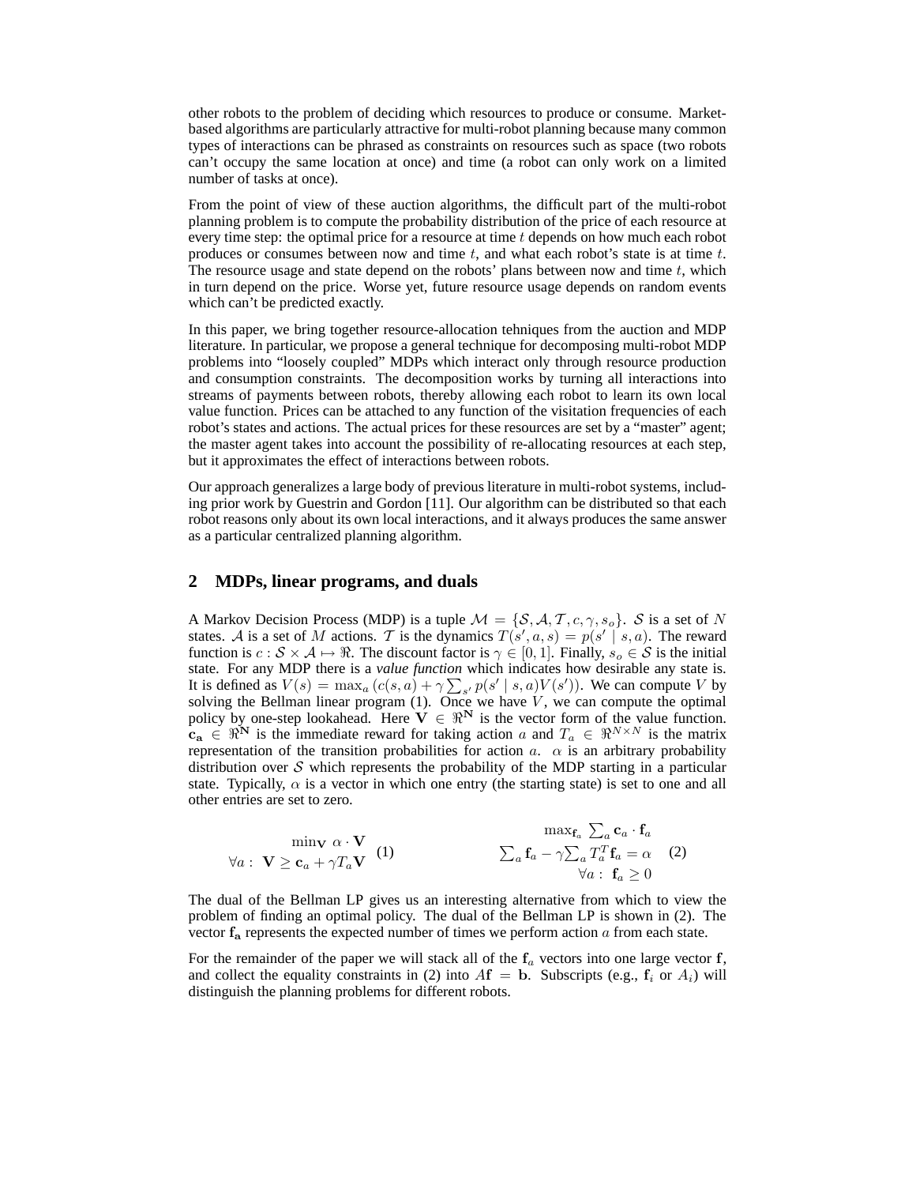other robots to the problem of deciding which resources to produce or consume. Market-based algorithms are particularly attractive for multi-robot planning because many common types of interactions can be phrased as constraints on resources such as space (two robots can't occupy the same location at once) and time (a robot can only work on a limited number of tasks at once).

From the point of view of these auction algorithms, the difficult part of the multi-robot planning problem is to compute the probability distribution of the price of each resource at every time step: the optimal price for a resource at time $t$ depends on how much each robot produces or consumes between now and time $t$, and what each robot's state is at time $t$. The resource usage and state depend on the robots' plans between now and time $t$, which in turn depend on the price. Worse yet, future resource usage depends on random events which can't be predicted exactly.

In this paper, we bring together resource-allocation tehniques from the auction and MDP literature. In particular, we propose a general technique for decomposing multi-robot MDP problems into "loosely coupled" MDPs which interact only through resource production and consumption constraints. The decomposition works by turning all interactions into streams of payments between robots, thereby allowing each robot to learn its own local value function. Prices can be attached to any function of the visitation frequencies of each robot's states and actions. The actual prices for these resources are set by a "master" agent; the master agent takes into account the possibility of re-allocating resources at each step, but it approximates the effect of interactions between robots.

Our approach generalizes a large body of previous literature in multi-robot systems, including prior work by Guestrin and Gordon [11]. Our algorithm can be distributed so that each robot reasons only about its own local interactions, and it always produces the same answer as a particular centralized planning algorithm.

## 2 MDPs, linear programs, and duals

A Markov Decision Process (MDP) is a tuple $\mathcal{M} = \{\mathcal{S}, \mathcal{A}, \mathcal{T}, c, \gamma, s_o\}$. $\mathcal{S}$ is a set of $N$ states. $\mathcal{A}$ is a set of $M$ actions. $\mathcal{T}$ is the dynamics $T(s', a, s) = p(s' \mid s, a)$. The reward function is $c : \mathcal{S} \times \mathcal{A} \mapsto \Re$. The discount factor is $\gamma \in [0, 1]$. Finally, $s_o \in \mathcal{S}$ is the initial state. For any MDP there is a *value function* which indicates how desirable any state is. It is defined as $V(s) = \max_a \left(c(s, a) + \gamma \sum_{s'} p(s' \mid s, a) V(s')\right)$. We can compute $V$ by solving the Bellman linear program (1). Once we have $V$, we can compute the optimal policy by one-step lookahead. Here $\mathbf{V} \in \Re^{\mathbf{N}}$ is the vector form of the value function. $\mathbf{c_a} \in \Re^{\mathbf{N}}$ is the immediate reward for taking action $a$ and $T_a \in \Re^{N \times N}$ is the matrix representation of the transition probabilities for action $a$. $\alpha$ is an arbitrary probability distribution over $\mathcal{S}$ which represents the probability of the MDP starting in a particular state. Typically, $\alpha$ is a vector in which one entry (the starting state) is set to one and all other entries are set to zero.

$$
\begin{array}{c}
\min_{\mathbf{V}} \ \alpha \cdot \mathbf{V} \\
\forall a: \ \mathbf{V} \geq \mathbf{c}_a + \gamma T_a \mathbf{V}
\end{array}
\quad (1)
\qquad\qquad
\begin{array}{c}
\max_{\mathbf{f}_a} \ \sum_a \mathbf{c}_a \cdot \mathbf{f}_a \\
\sum_a \mathbf{f}_a - \gamma \sum_a T_a^T \mathbf{f}_a = \alpha \\
\forall a: \ \mathbf{f}_a \geq 0
\end{array}
\quad (2)
$$

The dual of the Bellman LP gives us an interesting alternative from which to view the problem of finding an optimal policy. The dual of the Bellman LP is shown in (2). The vector $\mathbf{f_a}$ represents the expected number of times we perform action $a$ from each state.

For the remainder of the paper we will stack all of the $\mathbf{f}_a$ vectors into one large vector $\mathbf{f}$, and collect the equality constraints in (2) into $A\mathbf{f} = \mathbf{b}$. Subscripts (e.g., $\mathbf{f}_i$ or $A_i$) will distinguish the planning problems for different robots.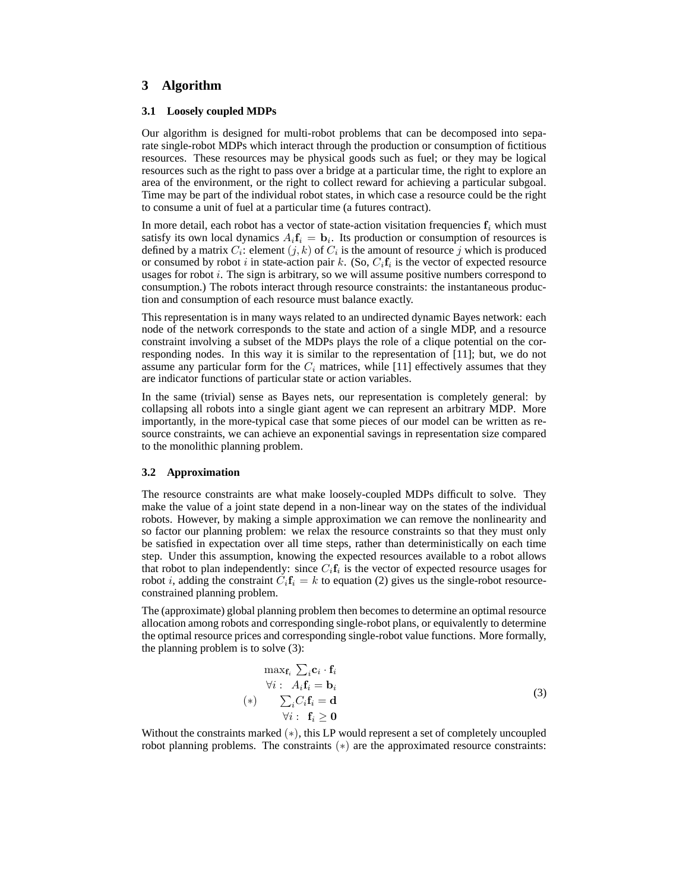## 3 Algorithm

### 3.1 Loosely coupled MDPs

Our algorithm is designed for multi-robot problems that can be decomposed into separate single-robot MDPs which interact through the production or consumption of fictitious resources. These resources may be physical goods such as fuel; or they may be logical resources such as the right to pass over a bridge at a particular time, the right to explore an area of the environment, or the right to collect reward for achieving a particular subgoal. Time may be part of the individual robot states, in which case a resource could be the right to consume a unit of fuel at a particular time (a futures contract).

In more detail, each robot has a vector of state-action visitation frequencies $\mathbf{f}_i$ which must satisfy its own local dynamics $A_i\mathbf{f}_i = \mathbf{b}_i$. Its production or consumption of resources is defined by a matrix $C_i$: element $(j, k)$ of $C_i$ is the amount of resource $j$ which is produced or consumed by robot $i$ in state-action pair $k$. (So, $C_i\mathbf{f}_i$ is the vector of expected resource usages for robot $i$. The sign is arbitrary, so we will assume positive numbers correspond to consumption.) The robots interact through resource constraints: the instantaneous production and consumption of each resource must balance exactly.

This representation is in many ways related to an undirected dynamic Bayes network: each node of the network corresponds to the state and action of a single MDP, and a resource constraint involving a subset of the MDPs plays the role of a clique potential on the corresponding nodes. In this way it is similar to the representation of [11]; but, we do not assume any particular form for the $C_i$ matrices, while [11] effectively assumes that they are indicator functions of particular state or action variables.

In the same (trivial) sense as Bayes nets, our representation is completely general: by collapsing all robots into a single giant agent we can represent an arbitrary MDP. More importantly, in the more-typical case that some pieces of our model can be written as resource constraints, we can achieve an exponential savings in representation size compared to the monolithic planning problem.

### 3.2 Approximation

The resource constraints are what make loosely-coupled MDPs difficult to solve. They make the value of a joint state depend in a non-linear way on the states of the individual robots. However, by making a simple approximation we can remove the nonlinearity and so factor our planning problem: we relax the resource constraints so that they must only be satisfied in expectation over all time steps, rather than deterministically on each time step. Under this assumption, knowing the expected resources available to a robot allows that robot to plan independently: since $C_i\mathbf{f}_i$ is the vector of expected resource usages for robot $i$, adding the constraint $C_i\mathbf{f}_i = k$ to equation (2) gives us the single-robot resource-constrained planning problem.

The (approximate) global planning problem then becomes to determine an optimal resource allocation among robots and corresponding single-robot plans, or equivalently to determine the optimal resource prices and corresponding single-robot value functions. More formally, the planning problem is to solve (3):

$$
\begin{array}{rc}
 & \max_{\mathbf{f}_i} \sum_i \mathbf{c}_i \cdot \mathbf{f}_i \\
 & \forall i: \;\; A_i\mathbf{f}_i = \mathbf{b}_i \\
(*) & \sum_i C_i\mathbf{f}_i = \mathbf{d} \\
 & \forall i: \;\; \mathbf{f}_i \geq \mathbf{0}
\end{array}
\tag{3}
$$

Without the constraints marked $(*)$, this LP would represent a set of completely uncoupled robot planning problems. The constraints $(*)$ are the approximated resource constraints: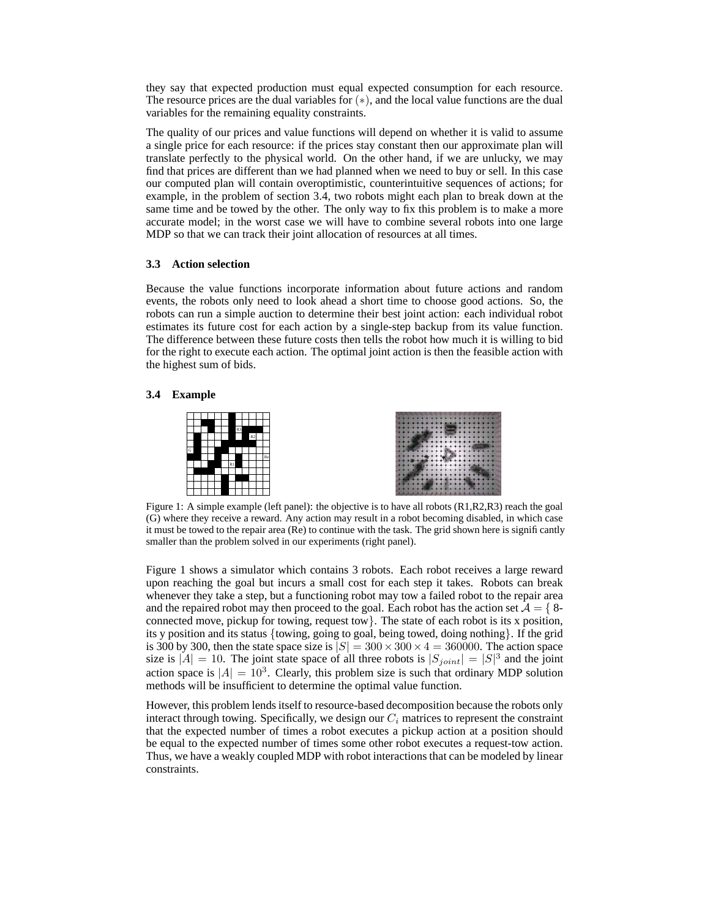they say that expected production must equal expected consumption for each resource. The resource prices are the dual variables for $(*)$, and the local value functions are the dual variables for the remaining equality constraints.

The quality of our prices and value functions will depend on whether it is valid to assume a single price for each resource: if the prices stay constant then our approximate plan will translate perfectly to the physical world. On the other hand, if we are unlucky, we may find that prices are different than we had planned when we need to buy or sell. In this case our computed plan will contain overoptimistic, counterintuitive sequences of actions; for example, in the problem of section 3.4, two robots might each plan to break down at the same time and be towed by the other. The only way to fix this problem is to make a more accurate model; in the worst case we will have to combine several robots into one large MDP so that we can track their joint allocation of resources at all times.

### 3.3 Action selection

Because the value functions incorporate information about future actions and random events, the robots only need to look ahead a short time to choose good actions. So, the robots can run a simple auction to determine their best joint action: each individual robot estimates its future cost for each action by a single-step backup from its value function. The difference between these future costs then tells the robot how much it is willing to bid for the right to execute each action. The optimal joint action is then the feasible action with the highest sum of bids.

### 3.4 Example

Figure 1: A simple example (left panel): the objective is to have all robots (R1,R2,R3) reach the goal (G) where they receive a reward. Any action may result in a robot becoming disabled, in which case it must be towed to the repair area (Re) to continue with the task. The grid shown here is significantly smaller than the problem solved in our experiments (right panel).

Figure 1 shows a simulator which contains 3 robots. Each robot receives a large reward upon reaching the goal but incurs a small cost for each step it takes. Robots can break whenever they take a step, but a functioning robot may tow a failed robot to the repair area and the repaired robot may then proceed to the goal. Each robot has the action set $\mathcal{A} = \{$ 8-connected move, pickup for towing, request tow$\}$. The state of each robot is its x position, its y position and its status {towing, going to goal, being towed, doing nothing}. If the grid is 300 by 300, then the state space size is $|S| = 300 \times 300 \times 4 = 360000$. The action space size is $|A| = 10$. The joint state space of all three robots is $|S_{joint}| = |S|^3$ and the joint action space is $|A| = 10^3$. Clearly, this problem size is such that ordinary MDP solution methods will be insufficient to determine the optimal value function.

However, this problem lends itself to resource-based decomposition because the robots only interact through towing. Specifically, we design our $C_i$ matrices to represent the constraint that the expected number of times a robot executes a pickup action at a position should be equal to the expected number of times some other robot executes a request-tow action. Thus, we have a weakly coupled MDP with robot interactions that can be modeled by linear constraints.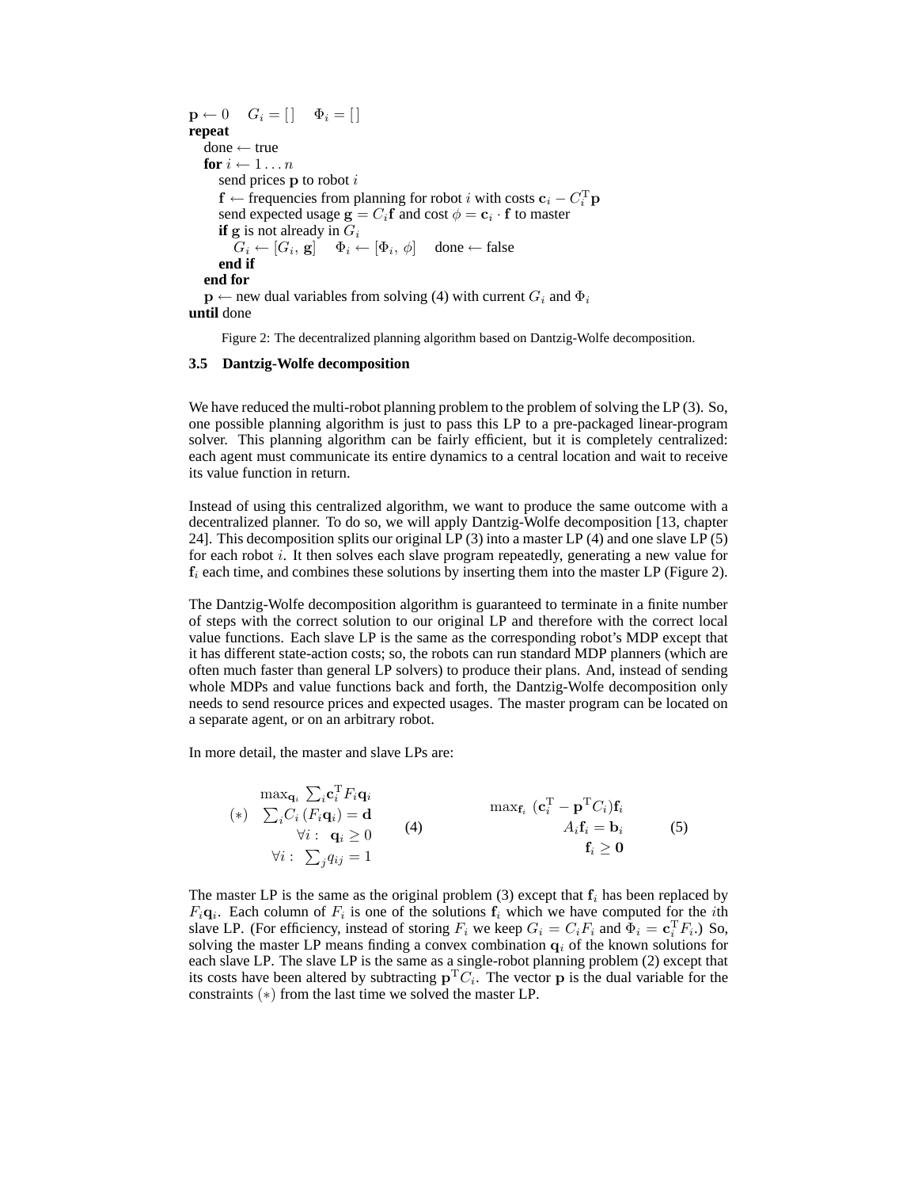```
p ← 0    G_i = [ ]    Φ_i = [ ]
repeat
  done ← true
  for i ← 1 ... n
    send prices p to robot i
    f ← frequencies from planning for robot i with costs c_i − C_i^T p
    send expected usage g = C_i f and cost φ = c_i · f to master
    if g is not already in G_i
      G_i ← [G_i, g]    Φ_i ← [Φ_i, φ]    done ← false
    end if
  end for
  p ← new dual variables from solving (4) with current G_i and Φ_i
until done
```

Figure 2: The decentralized planning algorithm based on Dantzig-Wolfe decomposition.

### 3.5 Dantzig-Wolfe decomposition

We have reduced the multi-robot planning problem to the problem of solving the LP (3). So, one possible planning algorithm is just to pass this LP to a pre-packaged linear-program solver. This planning algorithm can be fairly efficient, but it is completely centralized: each agent must communicate its entire dynamics to a central location and wait to receive its value function in return.

Instead of using this centralized algorithm, we want to produce the same outcome with a decentralized planner. To do so, we will apply Dantzig-Wolfe decomposition [13, chapter 24]. This decomposition splits our original LP (3) into a master LP (4) and one slave LP (5) for each robot $i$. It then solves each slave program repeatedly, generating a new value for $\mathbf{f}_i$ each time, and combines these solutions by inserting them into the master LP (Figure 2).

The Dantzig-Wolfe decomposition algorithm is guaranteed to terminate in a finite number of steps with the correct solution to our original LP and therefore with the correct local value functions. Each slave LP is the same as the corresponding robot's MDP except that it has different state-action costs; so, the robots can run standard MDP planners (which are often much faster than general LP solvers) to produce their plans. And, instead of sending whole MDPs and value functions back and forth, the Dantzig-Wolfe decomposition only needs to send resource prices and expected usages. The master program can be located on a separate agent, or on an arbitrary robot.

In more detail, the master and slave LPs are:

$$
\begin{array}{rl}
& \max_{\mathbf{q}_i} \ \sum_i \mathbf{c}_i^{\mathrm{T}} F_i \mathbf{q}_i \\
(*) & \sum_i C_i \left( F_i \mathbf{q}_i \right) = \mathbf{d} \\
& \forall i: \ \mathbf{q}_i \geq 0 \\
& \forall i: \ \sum_j q_{ij} = 1
\end{array}
\qquad (4)
$$

$$
\begin{array}{rl}
\max_{\mathbf{f}_i} & (\mathbf{c}_i^{\mathrm{T}} - \mathbf{p}^{\mathrm{T}} C_i) \mathbf{f}_i \\
& A_i \mathbf{f}_i = \mathbf{b}_i \\
& \mathbf{f}_i \geq \mathbf{0}
\end{array}
\qquad (5)
$$

The master LP is the same as the original problem (3) except that $\mathbf{f}_i$ has been replaced by $F_i \mathbf{q}_i$. Each column of $F_i$ is one of the solutions $\mathbf{f}_i$ which we have computed for the $i$th slave LP. (For efficiency, instead of storing $F_i$ we keep $G_i = C_i F_i$ and $\Phi_i = \mathbf{c}_i^{\mathrm{T}} F_i$.) So, solving the master LP means finding a convex combination $\mathbf{q}_i$ of the known solutions for each slave LP. The slave LP is the same as a single-robot planning problem (2) except that its costs have been altered by subtracting $\mathbf{p}^{\mathrm{T}} C_i$. The vector $\mathbf{p}$ is the dual variable for the constraints $(*)$ from the last time we solved the master LP.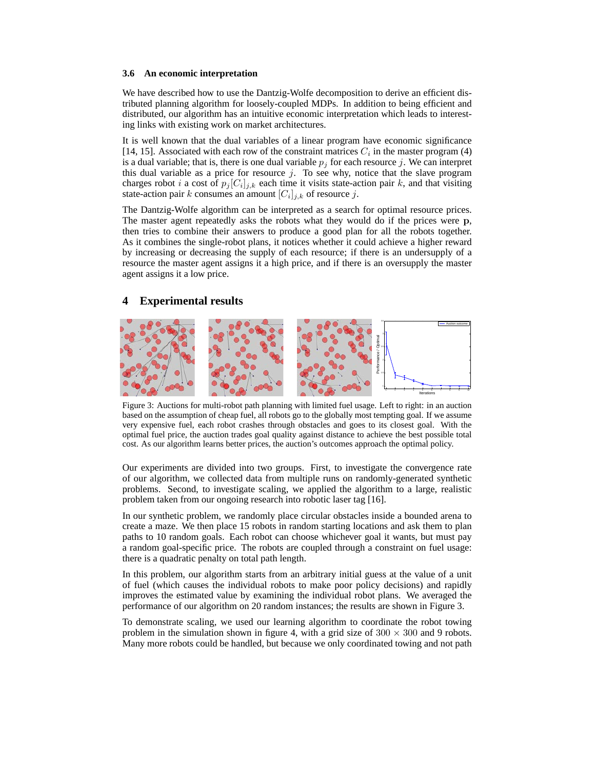### 3.6 An economic interpretation

We have described how to use the Dantzig-Wolfe decomposition to derive an efficient distributed planning algorithm for loosely-coupled MDPs. In addition to being efficient and distributed, our algorithm has an intuitive economic interpretation which leads to interesting links with existing work on market architectures.

It is well known that the dual variables of a linear program have economic significance [14, 15]. Associated with each row of the constraint matrices $C_i$ in the master program (4) is a dual variable; that is, there is one dual variable $p_j$ for each resource $j$. We can interpret this dual variable as a price for resource $j$. To see why, notice that the slave program charges robot $i$ a cost of $p_j[C_i]_{j,k}$ each time it visits state-action pair $k$, and that visiting state-action pair $k$ consumes an amount $[C_i]_{j,k}$ of resource $j$.

The Dantzig-Wolfe algorithm can be interpreted as a search for optimal resource prices. The master agent repeatedly asks the robots what they would do if the prices were $\mathbf{p}$, then tries to combine their answers to produce a good plan for all the robots together. As it combines the single-robot plans, it notices whether it could achieve a higher reward by increasing or decreasing the supply of each resource; if there is an undersupply of a resource the master agent assigns it a high price, and if there is an oversupply the master agent assigns it a low price.

## 4 Experimental results

Figure 3: Auctions for multi-robot path planning with limited fuel usage. Left to right: in an auction based on the assumption of cheap fuel, all robots go to the globally most tempting goal. If we assume very expensive fuel, each robot crashes through obstacles and goes to its closest goal. With the optimal fuel price, the auction trades goal quality against distance to achieve the best possible total cost. As our algorithm learns better prices, the auction's outcomes approach the optimal policy.

Our experiments are divided into two groups. First, to investigate the convergence rate of our algorithm, we collected data from multiple runs on randomly-generated synthetic problems. Second, to investigate scaling, we applied the algorithm to a large, realistic problem taken from our ongoing research into robotic laser tag [16].

In our synthetic problem, we randomly place circular obstacles inside a bounded arena to create a maze. We then place 15 robots in random starting locations and ask them to plan paths to 10 random goals. Each robot can choose whichever goal it wants, but must pay a random goal-specific price. The robots are coupled through a constraint on fuel usage: there is a quadratic penalty on total path length.

In this problem, our algorithm starts from an arbitrary initial guess at the value of a unit of fuel (which causes the individual robots to make poor policy decisions) and rapidly improves the estimated value by examining the individual robot plans. We averaged the performance of our algorithm on 20 random instances; the results are shown in Figure 3.

To demonstrate scaling, we used our learning algorithm to coordinate the robot towing problem in the simulation shown in figure 4, with a grid size of $300 \times 300$ and 9 robots. Many more robots could be handled, but because we only coordinated towing and not path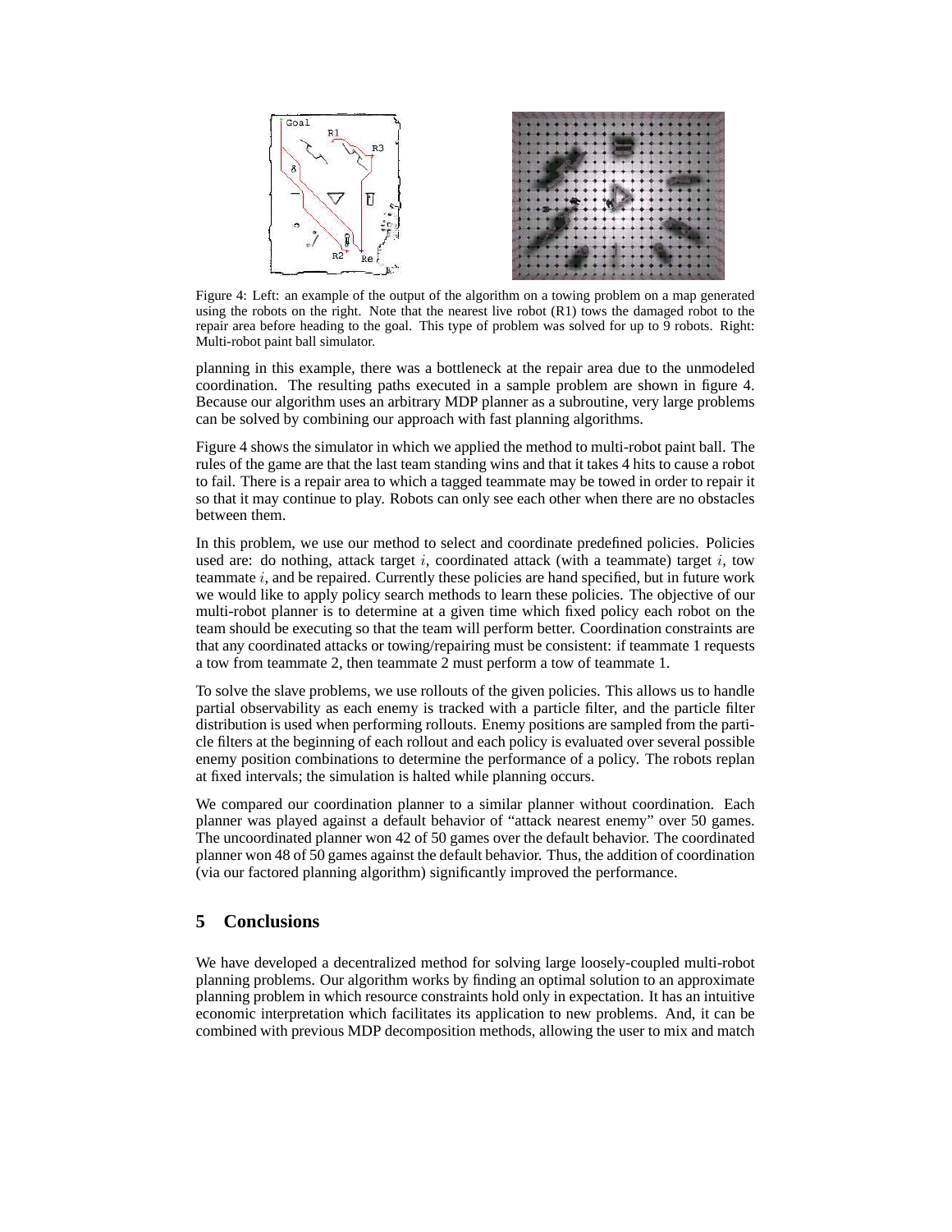Figure 4: Left: an example of the output of the algorithm on a towing problem on a map generated using the robots on the right. Note that the nearest live robot (R1) tows the damaged robot to the repair area before heading to the goal. This type of problem was solved for up to 9 robots. Right: Multi-robot paint ball simulator.

planning in this example, there was a bottleneck at the repair area due to the unmodeled coordination. The resulting paths executed in a sample problem are shown in figure 4. Because our algorithm uses an arbitrary MDP planner as a subroutine, very large problems can be solved by combining our approach with fast planning algorithms.

Figure 4 shows the simulator in which we applied the method to multi-robot paint ball. The rules of the game are that the last team standing wins and that it takes 4 hits to cause a robot to fail. There is a repair area to which a tagged teammate may be towed in order to repair it so that it may continue to play. Robots can only see each other when there are no obstacles between them.

In this problem, we use our method to select and coordinate predefined policies. Policies used are: do nothing, attack target $i$, coordinated attack (with a teammate) target $i$, tow teammate $i$, and be repaired. Currently these policies are hand specified, but in future work we would like to apply policy search methods to learn these policies. The objective of our multi-robot planner is to determine at a given time which fixed policy each robot on the team should be executing so that the team will perform better. Coordination constraints are that any coordinated attacks or towing/repairing must be consistent: if teammate 1 requests a tow from teammate 2, then teammate 2 must perform a tow of teammate 1.

To solve the slave problems, we use rollouts of the given policies. This allows us to handle partial observability as each enemy is tracked with a particle filter, and the particle filter distribution is used when performing rollouts. Enemy positions are sampled from the particle filters at the beginning of each rollout and each policy is evaluated over several possible enemy position combinations to determine the performance of a policy. The robots replan at fixed intervals; the simulation is halted while planning occurs.

We compared our coordination planner to a similar planner without coordination. Each planner was played against a default behavior of "attack nearest enemy" over 50 games. The uncoordinated planner won 42 of 50 games over the default behavior. The coordinated planner won 48 of 50 games against the default behavior. Thus, the addition of coordination (via our factored planning algorithm) significantly improved the performance.

## 5 Conclusions

We have developed a decentralized method for solving large loosely-coupled multi-robot planning problems. Our algorithm works by finding an optimal solution to an approximate planning problem in which resource constraints hold only in expectation. It has an intuitive economic interpretation which facilitates its application to new problems. And, it can be combined with previous MDP decomposition methods, allowing the user to mix and match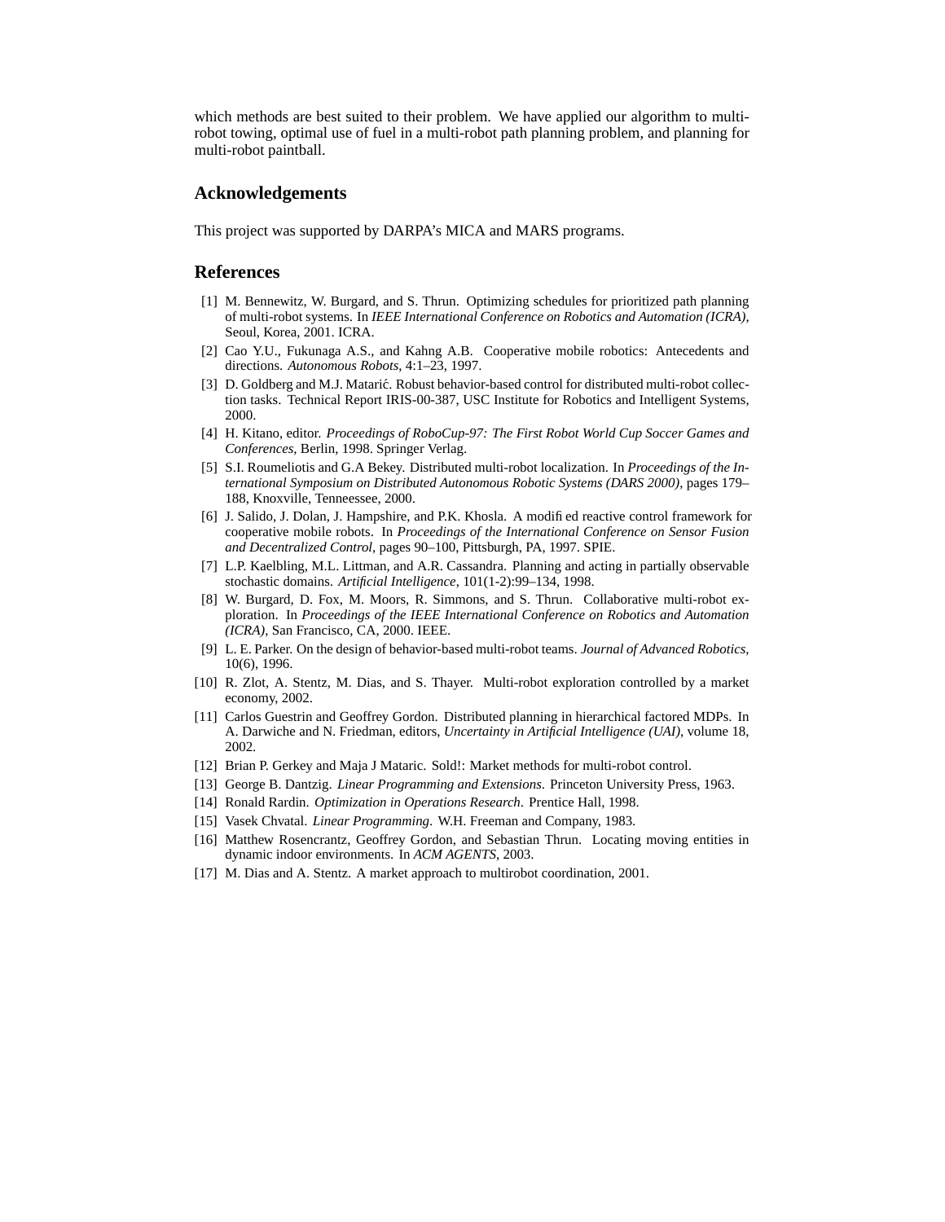which methods are best suited to their problem. We have applied our algorithm to multi-robot towing, optimal use of fuel in a multi-robot path planning problem, and planning for multi-robot paintball.

## Acknowledgements

This project was supported by DARPA's MICA and MARS programs.

## References

[1] M. Bennewitz, W. Burgard, and S. Thrun. Optimizing schedules for prioritized path planning of multi-robot systems. In *IEEE International Conference on Robotics and Automation (ICRA)*, Seoul, Korea, 2001. ICRA.

[2] Cao Y.U., Fukunaga A.S., and Kahng A.B. Cooperative mobile robotics: Antecedents and directions. *Autonomous Robots*, 4:1–23, 1997.

[3] D. Goldberg and M.J. Matarić. Robust behavior-based control for distributed multi-robot collection tasks. Technical Report IRIS-00-387, USC Institute for Robotics and Intelligent Systems, 2000.

[4] H. Kitano, editor. *Proceedings of RoboCup-97: The First Robot World Cup Soccer Games and Conferences*, Berlin, 1998. Springer Verlag.

[5] S.I. Roumeliotis and G.A Bekey. Distributed multi-robot localization. In *Proceedings of the International Symposium on Distributed Autonomous Robotic Systems (DARS 2000)*, pages 179–188, Knoxville, Teneessee, 2000.

[6] J. Salido, J. Dolan, J. Hampshire, and P.K. Khosla. A modified reactive control framework for cooperative mobile robots. In *Proceedings of the International Conference on Sensor Fusion and Decentralized Control*, pages 90–100, Pittsburgh, PA, 1997. SPIE.

[7] L.P. Kaelbling, M.L. Littman, and A.R. Cassandra. Planning and acting in partially observable stochastic domains. *Artificial Intelligence*, 101(1-2):99–134, 1998.

[8] W. Burgard, D. Fox, M. Moors, R. Simmons, and S. Thrun. Collaborative multi-robot exploration. In *Proceedings of the IEEE International Conference on Robotics and Automation (ICRA)*, San Francisco, CA, 2000. IEEE.

[9] L. E. Parker. On the design of behavior-based multi-robot teams. *Journal of Advanced Robotics*, 10(6), 1996.

[10] R. Zlot, A. Stentz, M. Dias, and S. Thayer. Multi-robot exploration controlled by a market economy, 2002.

[11] Carlos Guestrin and Geoffrey Gordon. Distributed planning in hierarchical factored MDPs. In A. Darwiche and N. Friedman, editors, *Uncertainty in Artificial Intelligence (UAI)*, volume 18, 2002.

[12] Brian P. Gerkey and Maja J Mataric. Sold!: Market methods for multi-robot control.

[13] George B. Dantzig. *Linear Programming and Extensions*. Princeton University Press, 1963.

[14] Ronald Rardin. *Optimization in Operations Research*. Prentice Hall, 1998.

[15] Vasek Chvatal. *Linear Programming*. W.H. Freeman and Company, 1983.

[16] Matthew Rosencrantz, Geoffrey Gordon, and Sebastian Thrun. Locating moving entities in dynamic indoor environments. In *ACM AGENTS*, 2003.

[17] M. Dias and A. Stentz. A market approach to multirobot coordination, 2001.